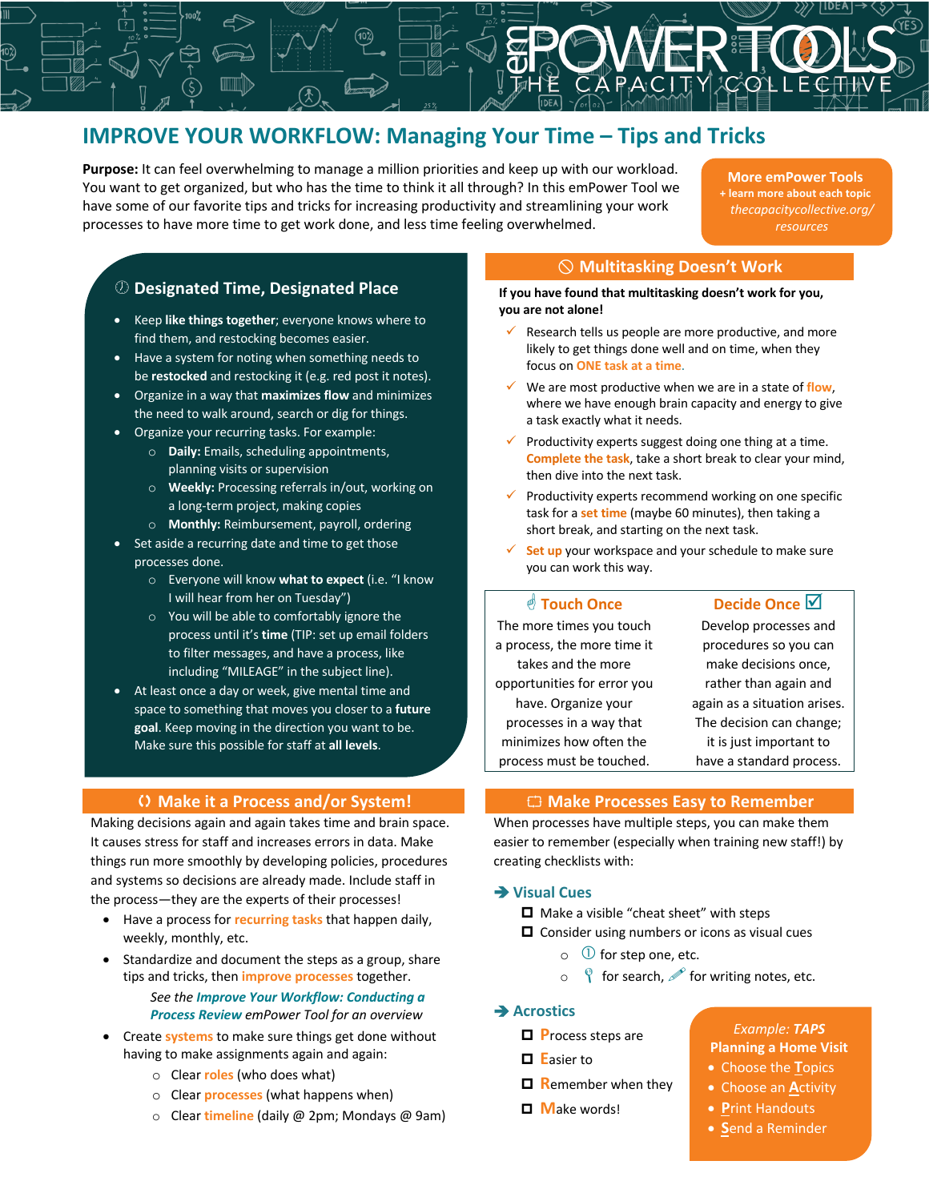# IMPROVE YOUR WORKFLOW: Managing Your Time – Tips and Tricks

**Purpose:** It can feel overwhelming to manage a million priorities and keep up with our workload. You want to get organized, but who has the time to think it all through? In this emPower Tool we have some of our favorite tips and tricks for increasing productivity and streamlining your work processes to have more time to get work done, and less time feeling overwhelmed.

**More emPower Tools**
**+ learn more about each topic**
*thecapacitycollective.org/resources*

## Designated Time, Designated Place

- Keep **like things together**; everyone knows where to find them, and restocking becomes easier.
- Have a system for noting when something needs to be **restocked** and restocking it (e.g. red post it notes).
- Organize in a way that **maximizes flow** and minimizes the need to walk around, search or dig for things.
- Organize your recurring tasks. For example:
  - **Daily:** Emails, scheduling appointments, planning visits or supervision
  - **Weekly:** Processing referrals in/out, working on a long-term project, making copies
  - **Monthly:** Reimbursement, payroll, ordering
- Set aside a recurring date and time to get those processes done.
  - Everyone will know **what to expect** (i.e. "I know I will hear from her on Tuesday")
  - You will be able to comfortably ignore the process until it's **time** (TIP: set up email folders to filter messages, and have a process, like including "MILEAGE" in the subject line).
- At least once a day or week, give mental time and space to something that moves you closer to a **future goal**. Keep moving in the direction you want to be. Make sure this possible for staff at **all levels**.

## Multitasking Doesn't Work

**If you have found that multitasking doesn't work for you, you are not alone!**

- ✓ Research tells us people are more productive, and more likely to get things done well and on time, when they focus on ONE task at a time.
- ✓ We are most productive when we are in a state of flow, where we have enough brain capacity and energy to give a task exactly what it needs.
- ✓ Productivity experts suggest doing one thing at a time. Complete the task, take a short break to clear your mind, then dive into the next task.
- ✓ Productivity experts recommend working on one specific task for a set time (maybe 60 minutes), then taking a short break, and starting on the next task.
- ✓ Set up your workspace and your schedule to make sure you can work this way.

### Touch Once

The more times you touch a process, the more time it takes and the more opportunities for error you have. Organize your processes in a way that minimizes how often the process must be touched.

### Decide Once ☑

Develop processes and procedures so you can make decisions once, rather than again and again as a situation arises. The decision can change; it is just important to have a standard process.

## Make it a Process and/or System!

Making decisions again and again takes time and brain space. It causes stress for staff and increases errors in data. Make things run more smoothly by developing policies, procedures and systems so decisions are already made. Include staff in the process—they are the experts of their processes!

- Have a process for recurring tasks that happen daily, weekly, monthly, etc.
- Standardize and document the steps as a group, share tips and tricks, then improve processes together.

  *See the **Improve Your Workflow: Conducting a Process Review** emPower Tool for an overview*

- Create systems to make sure things get done without having to make assignments again and again:
  - Clear roles (who does what)
  - Clear processes (what happens when)
  - Clear timeline (daily @ 2pm; Mondays @ 9am)

## Make Processes Easy to Remember

When processes have multiple steps, you can make them easier to remember (especially when training new staff!) by creating checklists with:

### Visual Cues

- ☐ Make a visible "cheat sheet" with steps
- ☐ Consider using numbers or icons as visual cues
  - ① for step one, etc.
  - 🔍 for search, ✎ for writing notes, etc.

### Acrostics

- ☐ **P**rocess steps are
- ☐ **E**asier to
- ☐ **R**emember when they
- ☐ **M**ake words!

*Example: TAPS*
**Planning a Home Visit**
- Choose the **T**opics
- Choose an **A**ctivity
- **P**rint Handouts
- **S**end a Reminder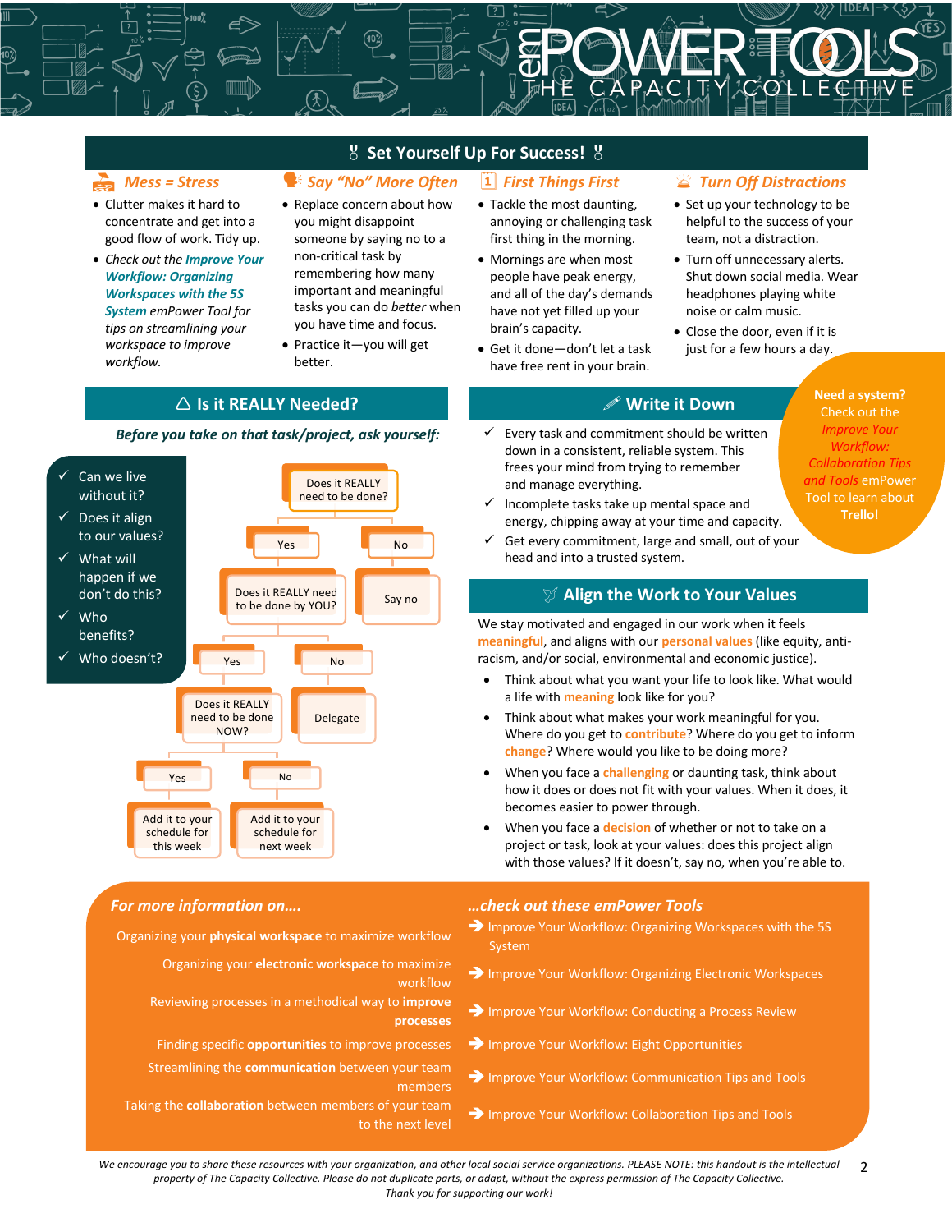# emPOWER TOOLS
THE CAPACITY COLLECTIVE

## Set Yourself Up For Success!

### Mess = Stress

- Clutter makes it hard to concentrate and get into a good flow of work. Tidy up.
- *Check out the **Improve Your Workflow: Organizing Workspaces with the 5S System** emPower Tool for tips on streamlining your workspace to improve workflow.*

### Say "No" More Often

- Replace concern about how you might disappoint someone by saying no to a non-critical task by remembering how many important and meaningful tasks you can do *better* when you have time and focus.
- Practice it—you will get better.

### First Things First

- Tackle the most daunting, annoying or challenging task first thing in the morning.
- Mornings are when most people have peak energy, and all of the day's demands have not yet filled up your brain's capacity.
- Get it done—don't let a task have free rent in your brain.

### Turn Off Distractions

- Set up your technology to be helpful to the success of your team, not a distraction.
- Turn off unnecessary alerts. Shut down social media. Wear headphones playing white noise or calm music.
- Close the door, even if it is just for a few hours a day.

## Is it REALLY Needed?

***Before you take on that task/project, ask yourself:***

- ✓ Can we live without it?
- ✓ Does it align to our values?
- ✓ What will happen if we don't do this?
- ✓ Who benefits?
- ✓ Who doesn't?

Does it REALLY need to be done?
- Yes → Does it REALLY need to be done by YOU?
  - Yes → Does it REALLY need to be done NOW?
    - Yes → Add it to your schedule for this week
    - No → Add it to your schedule for next week
  - No → Delegate
- No → Say no

## Write it Down

- ✓ Every task and commitment should be written down in a consistent, reliable system. This frees your mind from trying to remember and manage everything.
- ✓ Incomplete tasks take up mental space and energy, chipping away at your time and capacity.
- ✓ Get every commitment, large and small, out of your head and into a trusted system.

**Need a system?** Check out the *Improve Your Workflow: Collaboration Tips and Tools* emPower Tool to learn about **Trello**!

## Align the Work to Your Values

We stay motivated and engaged in our work when it feels **meaningful**, and aligns with our **personal values** (like equity, anti-racism, and/or social, environmental and economic justice).

- Think about what you want your life to look like. What would a life with **meaning** look like for you?
- Think about what makes your work meaningful for you. Where do you get to **contribute**? Where do you get to inform **change**? Where would you like to be doing more?
- When you face a **challenging** or daunting task, think about how it does or does not fit with your values. When it does, it becomes easier to power through.
- When you face a **decision** of whether or not to take on a project or task, look at your values: does this project align with those values? If it doesn't, say no, when you're able to.

## *For more information on…. …check out these emPower Tools*

- Organizing your **physical workspace** to maximize workflow → Improve Your Workflow: Organizing Workspaces with the 5S System
- Organizing your **electronic workspace** to maximize workflow → Improve Your Workflow: Organizing Electronic Workspaces
- Reviewing processes in a methodical way to **improve processes** → Improve Your Workflow: Conducting a Process Review
- Finding specific **opportunities** to improve processes → Improve Your Workflow: Eight Opportunities
- Streamlining the **communication** between your team members → Improve Your Workflow: Communication Tips and Tools
- Taking the **collaboration** between members of your team to the next level → Improve Your Workflow: Collaboration Tips and Tools

*We encourage you to share these resources with your organization, and other local social service organizations. PLEASE NOTE: this handout is the intellectual property of The Capacity Collective. Please do not duplicate parts, or adapt, without the express permission of The Capacity Collective. Thank you for supporting our work!*